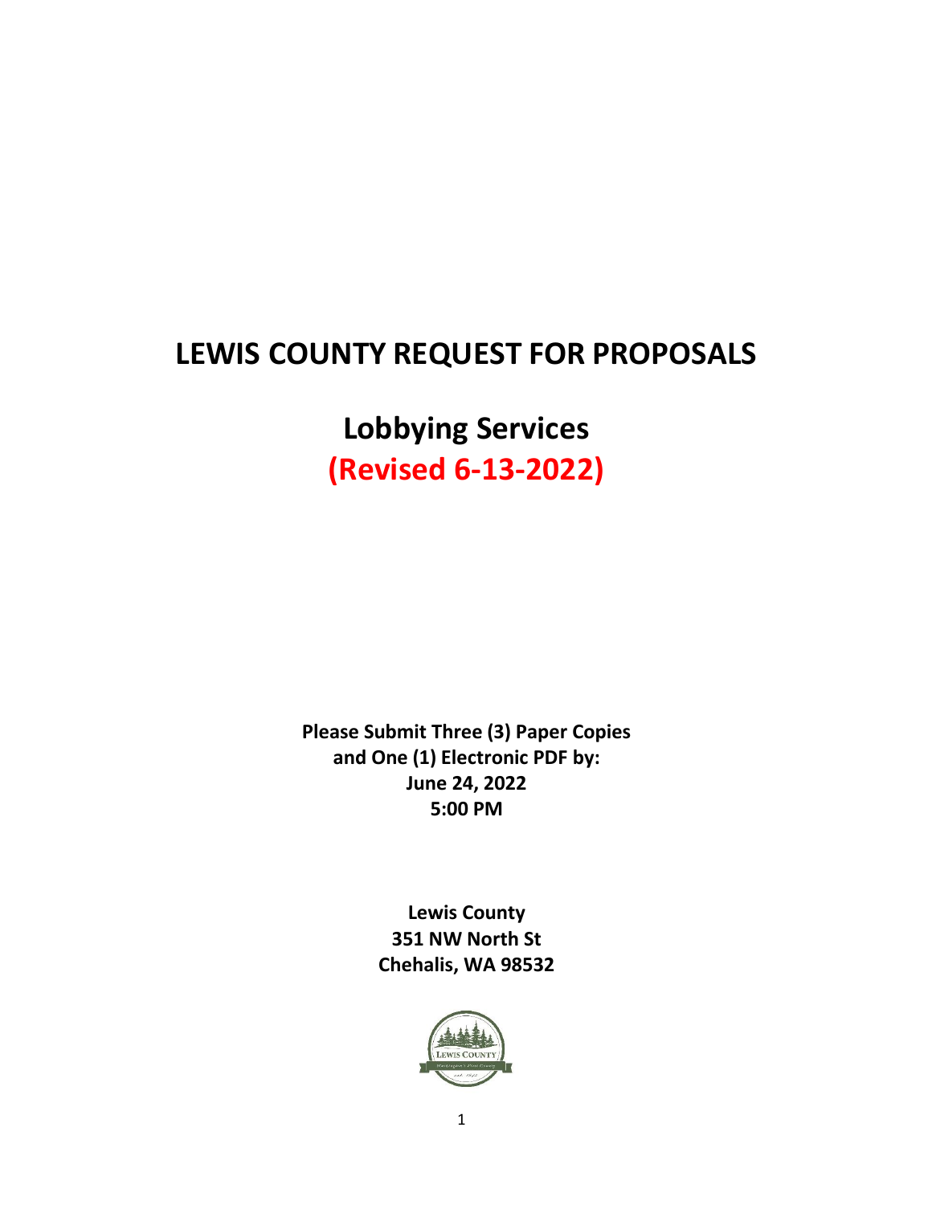# LEWIS COUNTY REQUEST FOR PROPOSALS

## Lobbying Services

## (Revised 6-13-2022)

**Please Submit Three (3) Paper Copies and One (1) Electronic PDF by:**
**June 24, 2022**
**5:00 PM**

**Lewis County**
**351 NW North St**
**Chehalis, WA 98532**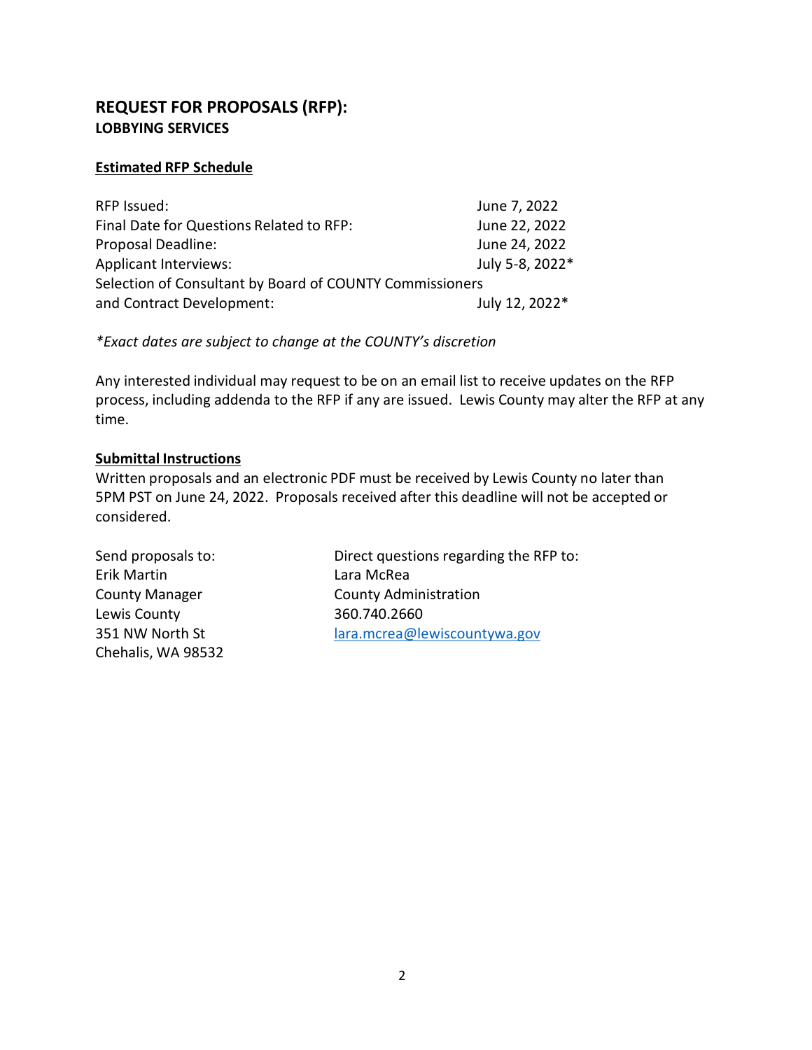## REQUEST FOR PROPOSALS (RFP):
### LOBBYING SERVICES

**Estimated RFP Schedule**

| | |
|---|---|
| RFP Issued: | June 7, 2022 |
| Final Date for Questions Related to RFP: | June 22, 2022 |
| Proposal Deadline: | June 24, 2022 |
| Applicant Interviews: | July 5-8, 2022* |
| Selection of Consultant by Board of COUNTY Commissioners and Contract Development: | July 12, 2022* |

*\*Exact dates are subject to change at the COUNTY's discretion*

Any interested individual may request to be on an email list to receive updates on the RFP process, including addenda to the RFP if any are issued. Lewis County may alter the RFP at any time.

**Submittal Instructions**

Written proposals and an electronic PDF must be received by Lewis County no later than 5PM PST on June 24, 2022. Proposals received after this deadline will not be accepted or considered.

Send proposals to:
Erik Martin
County Manager
Lewis County
351 NW North St
Chehalis, WA 98532

Direct questions regarding the RFP to:
Lara McRea
County Administration
360.740.2660
lara.mcrea@lewiscountywa.gov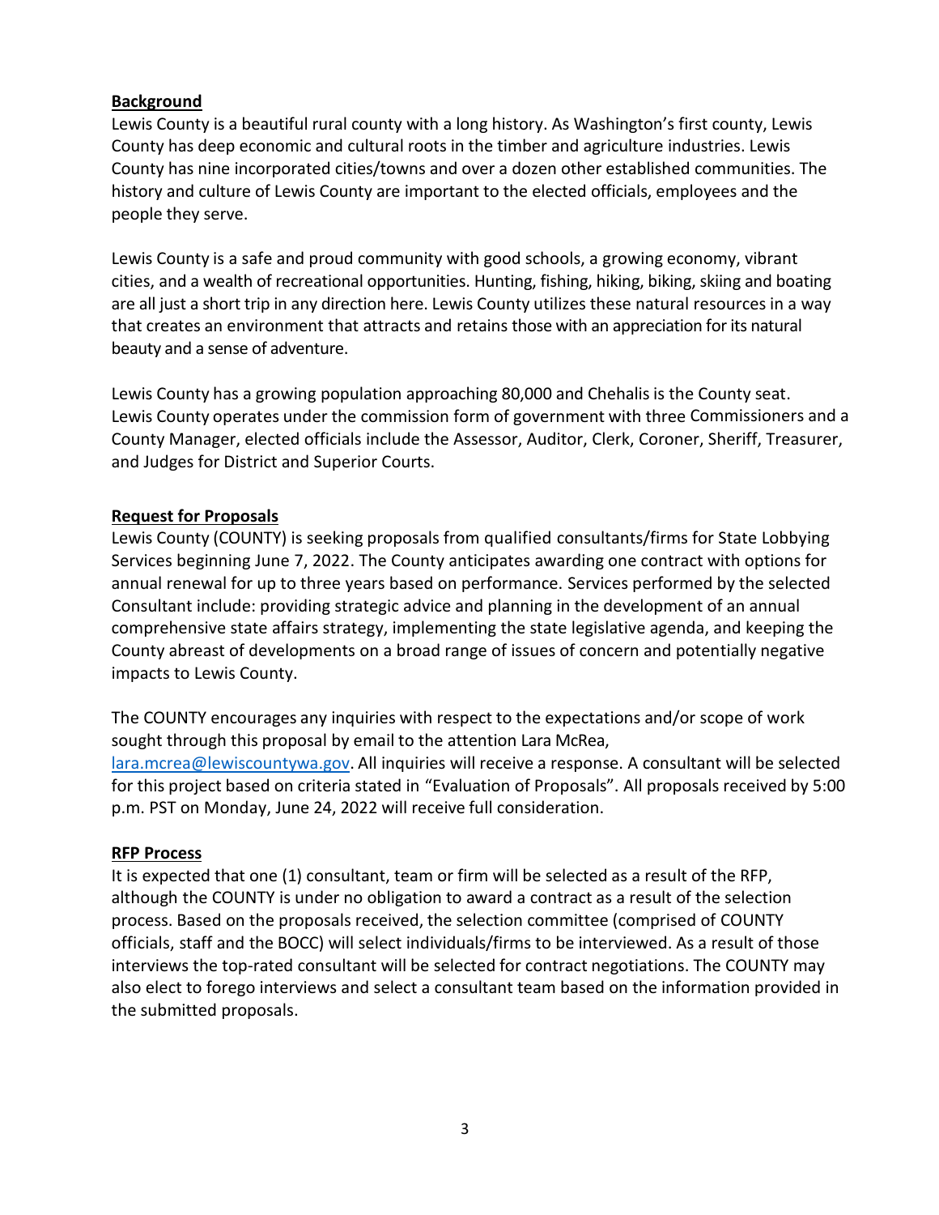**Background**

Lewis County is a beautiful rural county with a long history. As Washington's first county, Lewis County has deep economic and cultural roots in the timber and agriculture industries. Lewis County has nine incorporated cities/towns and over a dozen other established communities. The history and culture of Lewis County are important to the elected officials, employees and the people they serve.

Lewis County is a safe and proud community with good schools, a growing economy, vibrant cities, and a wealth of recreational opportunities. Hunting, fishing, hiking, biking, skiing and boating are all just a short trip in any direction here. Lewis County utilizes these natural resources in a way that creates an environment that attracts and retains those with an appreciation for its natural beauty and a sense of adventure.

Lewis County has a growing population approaching 80,000 and Chehalis is the County seat. Lewis County operates under the commission form of government with three Commissioners and a County Manager, elected officials include the Assessor, Auditor, Clerk, Coroner, Sheriff, Treasurer, and Judges for District and Superior Courts.

**Request for Proposals**

Lewis County (COUNTY) is seeking proposals from qualified consultants/firms for State Lobbying Services beginning June 7, 2022. The County anticipates awarding one contract with options for annual renewal for up to three years based on performance. Services performed by the selected Consultant include: providing strategic advice and planning in the development of an annual comprehensive state affairs strategy, implementing the state legislative agenda, and keeping the County abreast of developments on a broad range of issues of concern and potentially negative impacts to Lewis County.

The COUNTY encourages any inquiries with respect to the expectations and/or scope of work sought through this proposal by email to the attention Lara McRea, lara.mcrea@lewiscountywa.gov. All inquiries will receive a response. A consultant will be selected for this project based on criteria stated in "Evaluation of Proposals". All proposals received by 5:00 p.m. PST on Monday, June 24, 2022 will receive full consideration.

**RFP Process**

It is expected that one (1) consultant, team or firm will be selected as a result of the RFP, although the COUNTY is under no obligation to award a contract as a result of the selection process. Based on the proposals received, the selection committee (comprised of COUNTY officials, staff and the BOCC) will select individuals/firms to be interviewed. As a result of those interviews the top-rated consultant will be selected for contract negotiations. The COUNTY may also elect to forego interviews and select a consultant team based on the information provided in the submitted proposals.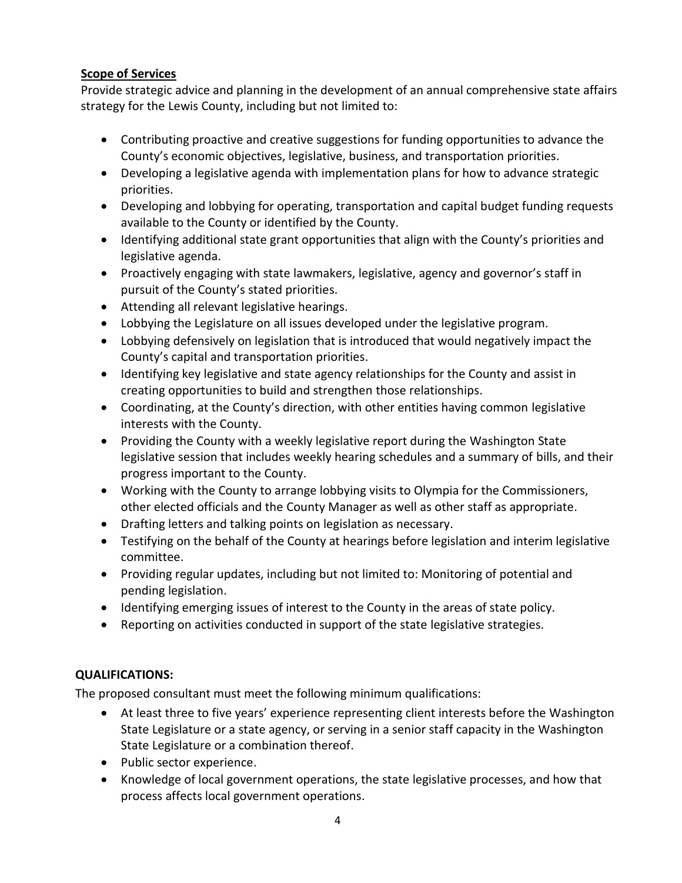**Scope of Services**

Provide strategic advice and planning in the development of an annual comprehensive state affairs strategy for the Lewis County, including but not limited to:

- Contributing proactive and creative suggestions for funding opportunities to advance the County's economic objectives, legislative, business, and transportation priorities.
- Developing a legislative agenda with implementation plans for how to advance strategic priorities.
- Developing and lobbying for operating, transportation and capital budget funding requests available to the County or identified by the County.
- Identifying additional state grant opportunities that align with the County's priorities and legislative agenda.
- Proactively engaging with state lawmakers, legislative, agency and governor's staff in pursuit of the County's stated priorities.
- Attending all relevant legislative hearings.
- Lobbying the Legislature on all issues developed under the legislative program.
- Lobbying defensively on legislation that is introduced that would negatively impact the County's capital and transportation priorities.
- Identifying key legislative and state agency relationships for the County and assist in creating opportunities to build and strengthen those relationships.
- Coordinating, at the County's direction, with other entities having common legislative interests with the County.
- Providing the County with a weekly legislative report during the Washington State legislative session that includes weekly hearing schedules and a summary of bills, and their progress important to the County.
- Working with the County to arrange lobbying visits to Olympia for the Commissioners, other elected officials and the County Manager as well as other staff as appropriate.
- Drafting letters and talking points on legislation as necessary.
- Testifying on the behalf of the County at hearings before legislation and interim legislative committee.
- Providing regular updates, including but not limited to: Monitoring of potential and pending legislation.
- Identifying emerging issues of interest to the County in the areas of state policy.
- Reporting on activities conducted in support of the state legislative strategies.

**QUALIFICATIONS:**

The proposed consultant must meet the following minimum qualifications:

- At least three to five years' experience representing client interests before the Washington State Legislature or a state agency, or serving in a senior staff capacity in the Washington State Legislature or a combination thereof.
- Public sector experience.
- Knowledge of local government operations, the state legislative processes, and how that process affects local government operations.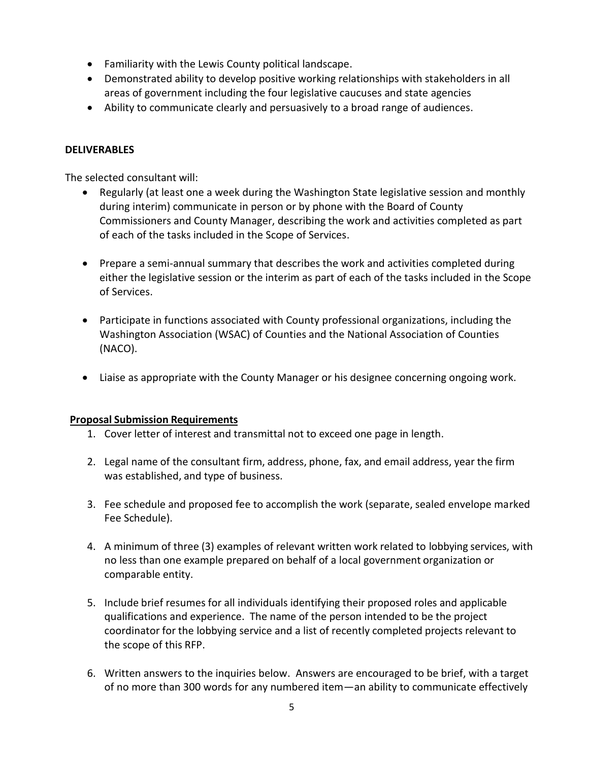- Familiarity with the Lewis County political landscape.
- Demonstrated ability to develop positive working relationships with stakeholders in all areas of government including the four legislative caucuses and state agencies
- Ability to communicate clearly and persuasively to a broad range of audiences.

**DELIVERABLES**

The selected consultant will:

- Regularly (at least one a week during the Washington State legislative session and monthly during interim) communicate in person or by phone with the Board of County Commissioners and County Manager, describing the work and activities completed as part of each of the tasks included in the Scope of Services.

- Prepare a semi-annual summary that describes the work and activities completed during either the legislative session or the interim as part of each of the tasks included in the Scope of Services.

- Participate in functions associated with County professional organizations, including the Washington Association (WSAC) of Counties and the National Association of Counties (NACO).

- Liaise as appropriate with the County Manager or his designee concerning ongoing work.

**Proposal Submission Requirements**

1. Cover letter of interest and transmittal not to exceed one page in length.

2. Legal name of the consultant firm, address, phone, fax, and email address, year the firm was established, and type of business.

3. Fee schedule and proposed fee to accomplish the work (separate, sealed envelope marked Fee Schedule).

4. A minimum of three (3) examples of relevant written work related to lobbying services, with no less than one example prepared on behalf of a local government organization or comparable entity.

5. Include brief resumes for all individuals identifying their proposed roles and applicable qualifications and experience. The name of the person intended to be the project coordinator for the lobbying service and a list of recently completed projects relevant to the scope of this RFP.

6. Written answers to the inquiries below. Answers are encouraged to be brief, with a target of no more than 300 words for any numbered item—an ability to communicate effectively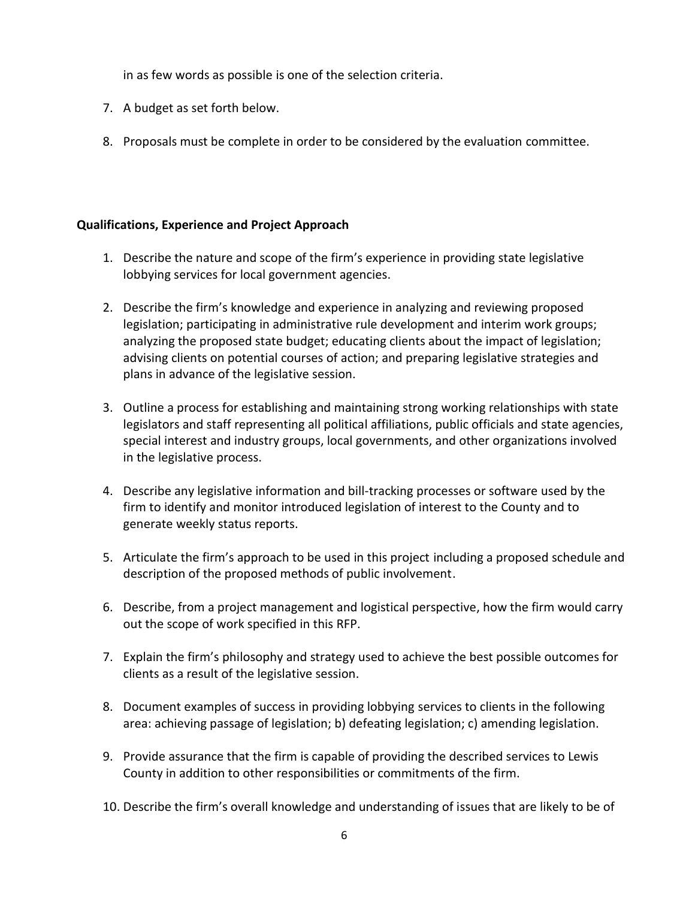in as few words as possible is one of the selection criteria.

7. A budget as set forth below.

8. Proposals must be complete in order to be considered by the evaluation committee.

**Qualifications, Experience and Project Approach**

1. Describe the nature and scope of the firm's experience in providing state legislative lobbying services for local government agencies.

2. Describe the firm's knowledge and experience in analyzing and reviewing proposed legislation; participating in administrative rule development and interim work groups; analyzing the proposed state budget; educating clients about the impact of legislation; advising clients on potential courses of action; and preparing legislative strategies and plans in advance of the legislative session.

3. Outline a process for establishing and maintaining strong working relationships with state legislators and staff representing all political affiliations, public officials and state agencies, special interest and industry groups, local governments, and other organizations involved in the legislative process.

4. Describe any legislative information and bill-tracking processes or software used by the firm to identify and monitor introduced legislation of interest to the County and to generate weekly status reports.

5. Articulate the firm's approach to be used in this project including a proposed schedule and description of the proposed methods of public involvement.

6. Describe, from a project management and logistical perspective, how the firm would carry out the scope of work specified in this RFP.

7. Explain the firm's philosophy and strategy used to achieve the best possible outcomes for clients as a result of the legislative session.

8. Document examples of success in providing lobbying services to clients in the following area: achieving passage of legislation; b) defeating legislation; c) amending legislation.

9. Provide assurance that the firm is capable of providing the described services to Lewis County in addition to other responsibilities or commitments of the firm.

10. Describe the firm's overall knowledge and understanding of issues that are likely to be of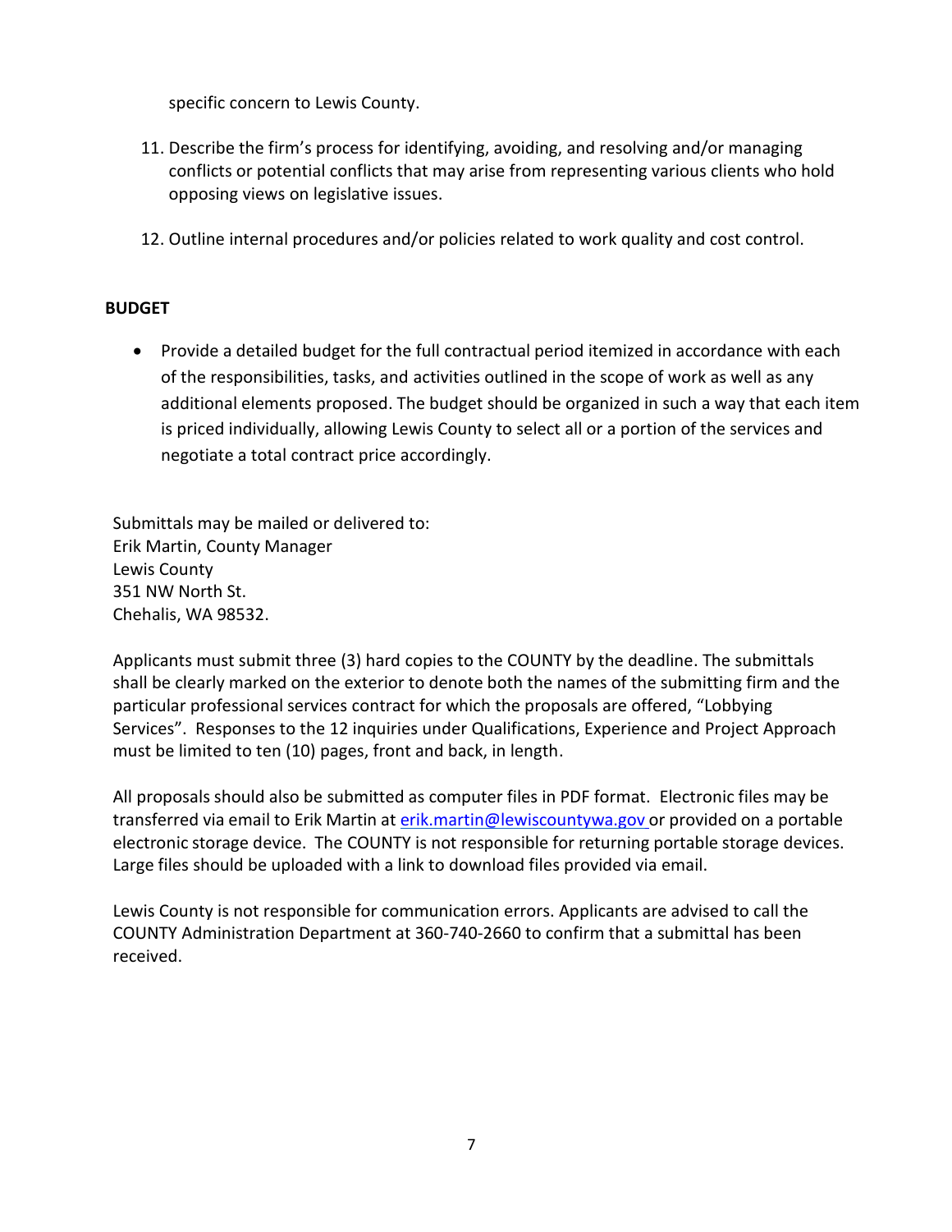specific concern to Lewis County.

11. Describe the firm's process for identifying, avoiding, and resolving and/or managing conflicts or potential conflicts that may arise from representing various clients who hold opposing views on legislative issues.

12. Outline internal procedures and/or policies related to work quality and cost control.

**BUDGET**

- Provide a detailed budget for the full contractual period itemized in accordance with each of the responsibilities, tasks, and activities outlined in the scope of work as well as any additional elements proposed. The budget should be organized in such a way that each item is priced individually, allowing Lewis County to select all or a portion of the services and negotiate a total contract price accordingly.

Submittals may be mailed or delivered to:
Erik Martin, County Manager
Lewis County
351 NW North St.
Chehalis, WA 98532.

Applicants must submit three (3) hard copies to the COUNTY by the deadline. The submittals shall be clearly marked on the exterior to denote both the names of the submitting firm and the particular professional services contract for which the proposals are offered, "Lobbying Services". Responses to the 12 inquiries under Qualifications, Experience and Project Approach must be limited to ten (10) pages, front and back, in length.

All proposals should also be submitted as computer files in PDF format. Electronic files may be transferred via email to Erik Martin at erik.martin@lewiscountywa.gov or provided on a portable electronic storage device. The COUNTY is not responsible for returning portable storage devices. Large files should be uploaded with a link to download files provided via email.

Lewis County is not responsible for communication errors. Applicants are advised to call the COUNTY Administration Department at 360-740-2660 to confirm that a submittal has been received.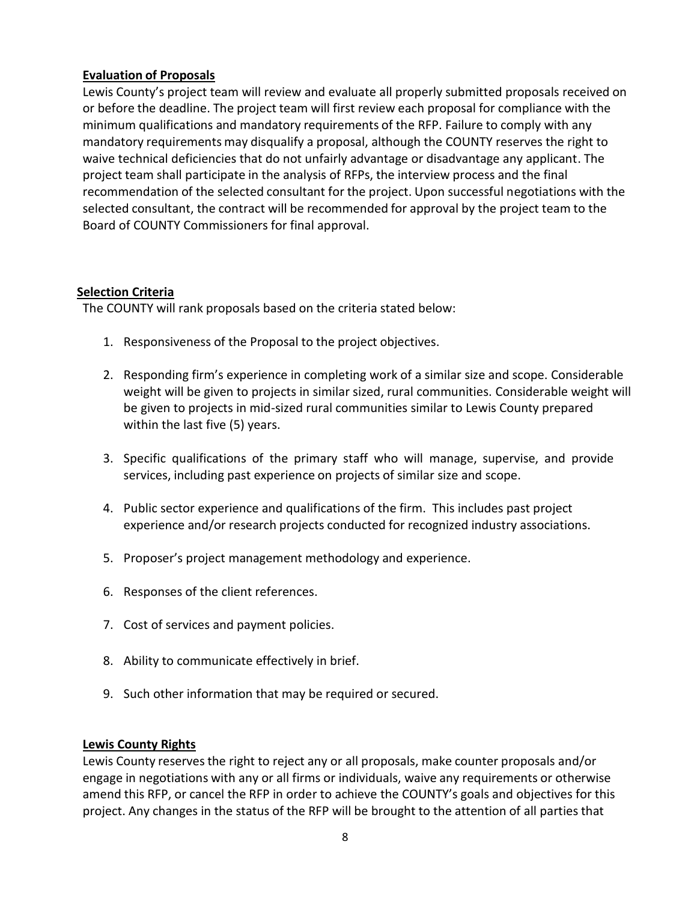## Evaluation of Proposals

Lewis County's project team will review and evaluate all properly submitted proposals received on or before the deadline. The project team will first review each proposal for compliance with the minimum qualifications and mandatory requirements of the RFP. Failure to comply with any mandatory requirements may disqualify a proposal, although the COUNTY reserves the right to waive technical deficiencies that do not unfairly advantage or disadvantage any applicant. The project team shall participate in the analysis of RFPs, the interview process and the final recommendation of the selected consultant for the project. Upon successful negotiations with the selected consultant, the contract will be recommended for approval by the project team to the Board of COUNTY Commissioners for final approval.

## Selection Criteria

The COUNTY will rank proposals based on the criteria stated below:

1. Responsiveness of the Proposal to the project objectives.
2. Responding firm's experience in completing work of a similar size and scope. Considerable weight will be given to projects in similar sized, rural communities. Considerable weight will be given to projects in mid-sized rural communities similar to Lewis County prepared within the last five (5) years.
3. Specific qualifications of the primary staff who will manage, supervise, and provide services, including past experience on projects of similar size and scope.
4. Public sector experience and qualifications of the firm. This includes past project experience and/or research projects conducted for recognized industry associations.
5. Proposer's project management methodology and experience.
6. Responses of the client references.
7. Cost of services and payment policies.
8. Ability to communicate effectively in brief.
9. Such other information that may be required or secured.

## Lewis County Rights

Lewis County reserves the right to reject any or all proposals, make counter proposals and/or engage in negotiations with any or all firms or individuals, waive any requirements or otherwise amend this RFP, or cancel the RFP in order to achieve the COUNTY's goals and objectives for this project. Any changes in the status of the RFP will be brought to the attention of all parties that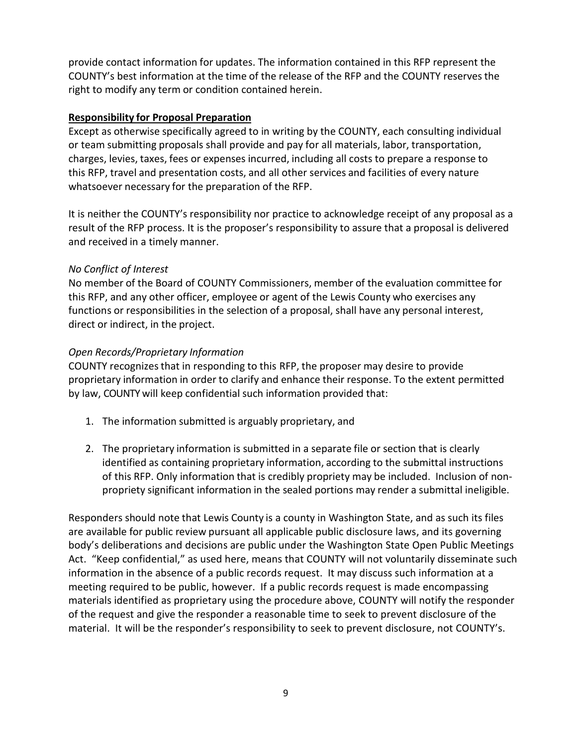provide contact information for updates. The information contained in this RFP represent the COUNTY's best information at the time of the release of the RFP and the COUNTY reserves the right to modify any term or condition contained herein.

**Responsibility for Proposal Preparation**

Except as otherwise specifically agreed to in writing by the COUNTY, each consulting individual or team submitting proposals shall provide and pay for all materials, labor, transportation, charges, levies, taxes, fees or expenses incurred, including all costs to prepare a response to this RFP, travel and presentation costs, and all other services and facilities of every nature whatsoever necessary for the preparation of the RFP.

It is neither the COUNTY's responsibility nor practice to acknowledge receipt of any proposal as a result of the RFP process. It is the proposer's responsibility to assure that a proposal is delivered and received in a timely manner.

*No Conflict of Interest*

No member of the Board of COUNTY Commissioners, member of the evaluation committee for this RFP, and any other officer, employee or agent of the Lewis County who exercises any functions or responsibilities in the selection of a proposal, shall have any personal interest, direct or indirect, in the project.

*Open Records/Proprietary Information*

COUNTY recognizes that in responding to this RFP, the proposer may desire to provide proprietary information in order to clarify and enhance their response. To the extent permitted by law, COUNTY will keep confidential such information provided that:

1. The information submitted is arguably proprietary, and
2. The proprietary information is submitted in a separate file or section that is clearly identified as containing proprietary information, according to the submittal instructions of this RFP. Only information that is credibly propriety may be included. Inclusion of non-propriety significant information in the sealed portions may render a submittal ineligible.

Responders should note that Lewis County is a county in Washington State, and as such its files are available for public review pursuant all applicable public disclosure laws, and its governing body's deliberations and decisions are public under the Washington State Open Public Meetings Act. "Keep confidential," as used here, means that COUNTY will not voluntarily disseminate such information in the absence of a public records request. It may discuss such information at a meeting required to be public, however. If a public records request is made encompassing materials identified as proprietary using the procedure above, COUNTY will notify the responder of the request and give the responder a reasonable time to seek to prevent disclosure of the material. It will be the responder's responsibility to seek to prevent disclosure, not COUNTY's.